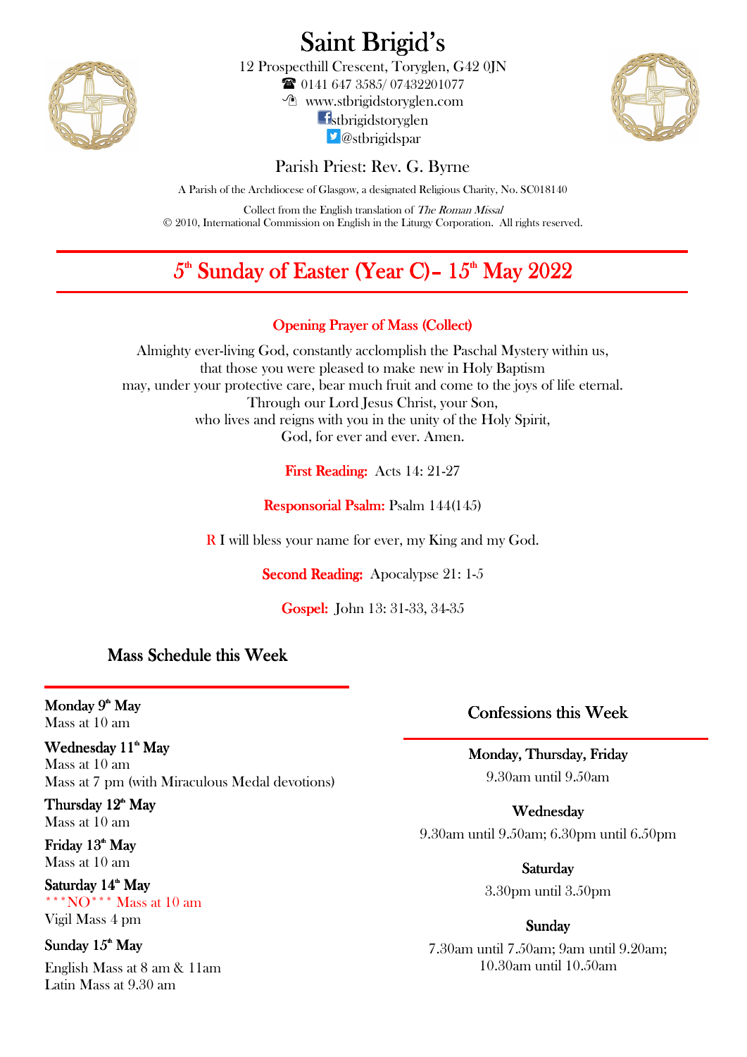# Saint Brigid's

12 Prospecthill Crescent, Toryglen, G42 0JN
☎ 0141 647 3585/ 07432201077
www.stbrigidstoryglen.com
stbrigidstoryglen
@stbrigidspar

Parish Priest: Rev. G. Byrne

A Parish of the Archdiocese of Glasgow, a designated Religious Charity, No. SC018140

Collect from the English translation of *The Roman Missal*
© 2010, International Commission on English in the Liturgy Corporation. All rights reserved.

## 5th Sunday of Easter (Year C)– 15th May 2022

**Opening Prayer of Mass (Collect)**

Almighty ever-living God, constantly acclomplish the Paschal Mystery within us,
that those you were pleased to make new in Holy Baptism
may, under your protective care, bear much fruit and come to the joys of life eternal.
Through our Lord Jesus Christ, your Son,
who lives and reigns with you in the unity of the Holy Spirit,
God, for ever and ever. Amen.

**First Reading:** Acts 14: 21-27

**Responsorial Psalm:** Psalm 144(145)

R I will bless your name for ever, my King and my God.

**Second Reading:** Apocalypse 21: 1-5

**Gospel:** John 13: 31-33, 34-35

### Mass Schedule this Week

**Monday 9th May**
Mass at 10 am

**Wednesday 11th May**
Mass at 10 am
Mass at 7 pm (with Miraculous Medal devotions)

**Thursday 12th May**
Mass at 10 am

**Friday 13th May**
Mass at 10 am

**Saturday 14th May**
\*\*\*NO\*\*\* Mass at 10 am
Vigil Mass 4 pm

**Sunday 15th May**
English Mass at 8 am & 11am
Latin Mass at 9.30 am

### Confessions this Week

**Monday, Thursday, Friday**
9.30am until 9.50am

**Wednesday**
9.30am until 9.50am; 6.30pm until 6.50pm

**Saturday**
3.30pm until 3.50pm

**Sunday**
7.30am until 7.50am; 9am until 9.20am;
10.30am until 10.50am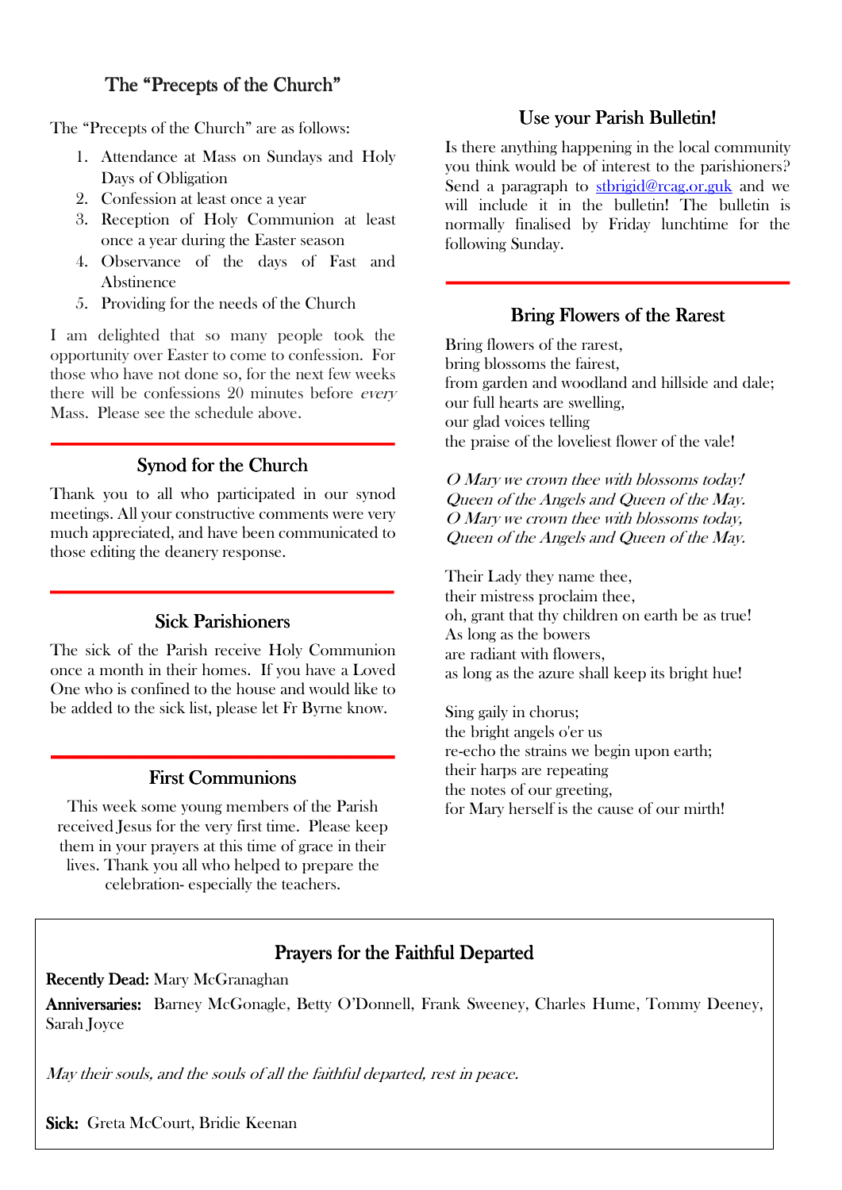## The "Precepts of the Church"

The "Precepts of the Church" are as follows:

1. Attendance at Mass on Sundays and Holy Days of Obligation
2. Confession at least once a year
3. Reception of Holy Communion at least once a year during the Easter season
4. Observance of the days of Fast and Abstinence
5. Providing for the needs of the Church

I am delighted that so many people took the opportunity over Easter to come to confession. For those who have not done so, for the next few weeks there will be confessions 20 minutes before *every* Mass. Please see the schedule above.

## Synod for the Church

Thank you to all who participated in our synod meetings. All your constructive comments were very much appreciated, and have been communicated to those editing the deanery response.

## Sick Parishioners

The sick of the Parish receive Holy Communion once a month in their homes. If you have a Loved One who is confined to the house and would like to be added to the sick list, please let Fr Byrne know.

## First Communions

This week some young members of the Parish received Jesus for the very first time. Please keep them in your prayers at this time of grace in their lives. Thank you all who helped to prepare the celebration- especially the teachers.

## Use your Parish Bulletin!

Is there anything happening in the local community you think would be of interest to the parishioners? Send a paragraph to stbrigid@rcag.or.guk and we will include it in the bulletin! The bulletin is normally finalised by Friday lunchtime for the following Sunday.

## Bring Flowers of the Rarest

Bring flowers of the rarest,
bring blossoms the fairest,
from garden and woodland and hillside and dale;
our full hearts are swelling,
our glad voices telling
the praise of the loveliest flower of the vale!

*O Mary we crown thee with blossoms today!*
*Queen of the Angels and Queen of the May.*
*O Mary we crown thee with blossoms today,*
*Queen of the Angels and Queen of the May.*

Their Lady they name thee,
their mistress proclaim thee,
oh, grant that thy children on earth be as true!
As long as the bowers
are radiant with flowers,
as long as the azure shall keep its bright hue!

Sing gaily in chorus;
the bright angels o'er us
re-echo the strains we begin upon earth;
their harps are repeating
the notes of our greeting,
for Mary herself is the cause of our mirth!

## Prayers for the Faithful Departed

**Recently Dead:** Mary McGranaghan

**Anniversaries:** Barney McGonagle, Betty O'Donnell, Frank Sweeney, Charles Hume, Tommy Deeney, Sarah Joyce

*May their souls, and the souls of all the faithful departed, rest in peace.*

**Sick:** Greta McCourt, Bridie Keenan